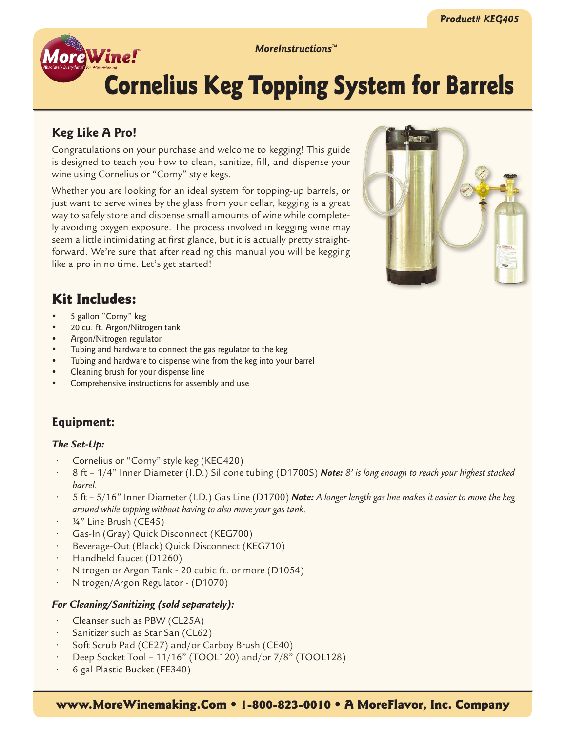Product# KEG405

*MoreInstructions™*

# Cornelius Keg Topping System for Barrels

## Keg Like A Pro!

Congratulations on your purchase and welcome to kegging! This guide is designed to teach you how to clean, sanitize, fill, and dispense your wine using Cornelius or "Corny" style kegs.

Whether you are looking for an ideal system for topping-up barrels, or just want to serve wines by the glass from your cellar, kegging is a great way to safely store and dispense small amounts of wine while completely avoiding oxygen exposure. The process involved in kegging wine may seem a little intimidating at first glance, but it is actually pretty straightforward. We're sure that after reading this manual you will be kegging like a pro in no time. Let's get started!

## Kit Includes:

- 5 gallon "Corny" keg
- 20 cu. ft. Argon/Nitrogen tank
- Argon/Nitrogen regulator
- Tubing and hardware to connect the gas regulator to the keg
- Tubing and hardware to dispense wine from the keg into your barrel
- Cleaning brush for your dispense line
- Comprehensive instructions for assembly and use

## Equipment:

### *The Set-Up:*

- Cornelius or "Corny" style keg (KEG420)
- 8 ft – 1/4" Inner Diameter (I.D.) Silicone tubing (D1700S) ***Note:*** *8' is long enough to reach your highest stacked barrel.*
- 5 ft – 5/16" Inner Diameter (I.D.) Gas Line (D1700) ***Note:*** *A longer length gas line makes it easier to move the keg around while topping without having to also move your gas tank.*
- ¼" Line Brush (CE45)
- Gas-In (Gray) Quick Disconnect (KEG700)
- Beverage-Out (Black) Quick Disconnect (KEG710)
- Handheld faucet (D1260)
- Nitrogen or Argon Tank - 20 cubic ft. or more (D1054)
- Nitrogen/Argon Regulator - (D1070)

### *For Cleaning/Sanitizing (sold separately):*

- Cleanser such as PBW (CL25A)
- Sanitizer such as Star San (CL62)
- Soft Scrub Pad (CE27) and/or Carboy Brush (CE40)
- Deep Socket Tool – 11/16" (TOOL120) and/or 7/8" (TOOL128)
- 6 gal Plastic Bucket (FE340)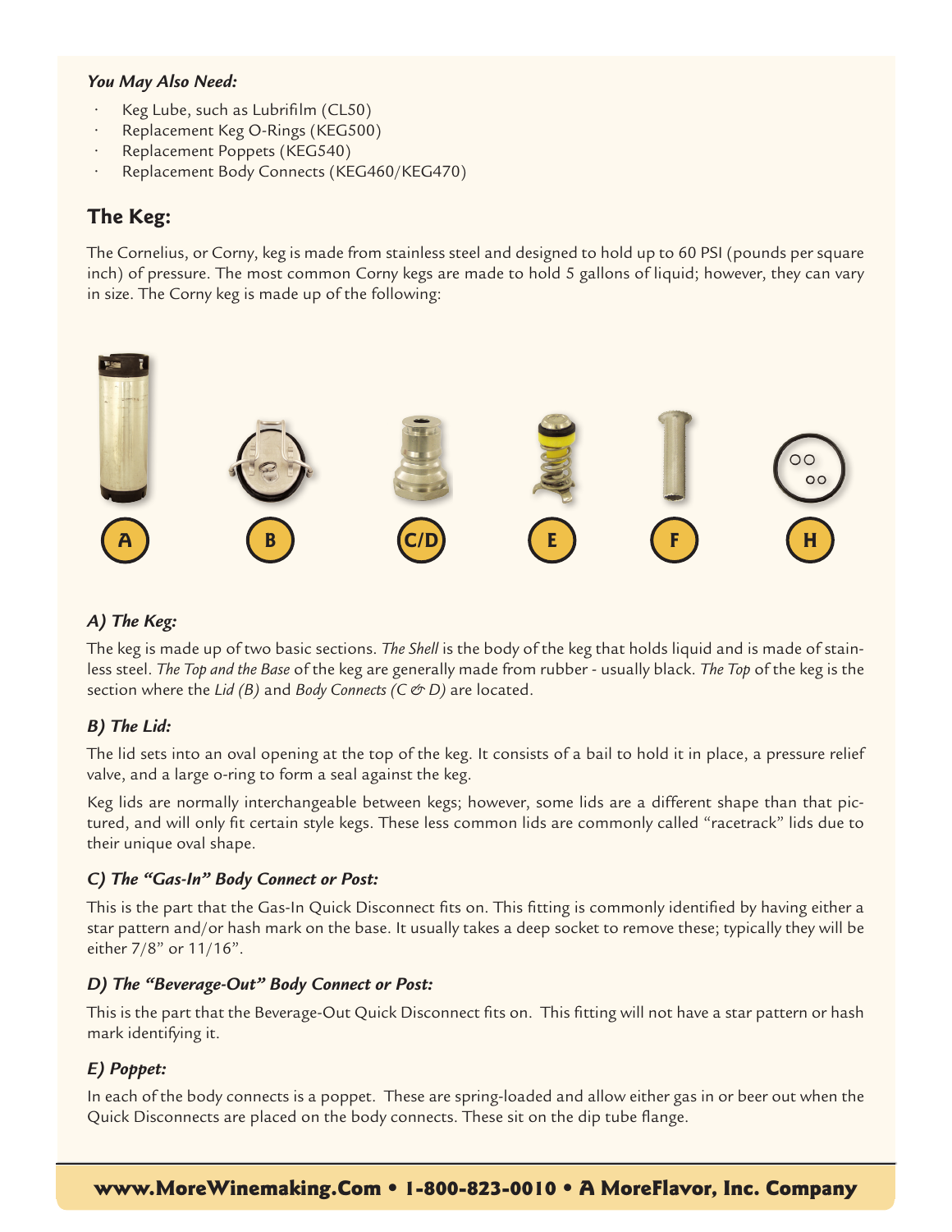***You May Also Need:***

- Keg Lube, such as Lubrifilm (CL50)
- Replacement Keg O-Rings (KEG500)
- Replacement Poppets (KEG540)
- Replacement Body Connects (KEG460/KEG470)

## The Keg:

The Cornelius, or Corny, keg is made from stainless steel and designed to hold up to 60 PSI (pounds per square inch) of pressure. The most common Corny kegs are made to hold 5 gallons of liquid; however, they can vary in size. The Corny keg is made up of the following:

A B C/D E F H

### *A) The Keg:*

The keg is made up of two basic sections. *The Shell* is the body of the keg that holds liquid and is made of stainless steel. *The Top and the Base* of the keg are generally made from rubber - usually black. *The Top* of the keg is the section where the *Lid (B)* and *Body Connects (C & D)* are located.

### *B) The Lid:*

The lid sets into an oval opening at the top of the keg. It consists of a bail to hold it in place, a pressure relief valve, and a large o-ring to form a seal against the keg.

Keg lids are normally interchangeable between kegs; however, some lids are a different shape than that pictured, and will only fit certain style kegs. These less common lids are commonly called "racetrack" lids due to their unique oval shape.

### *C) The "Gas-In" Body Connect or Post:*

This is the part that the Gas-In Quick Disconnect fits on. This fitting is commonly identified by having either a star pattern and/or hash mark on the base. It usually takes a deep socket to remove these; typically they will be either 7/8" or 11/16".

### *D) The "Beverage-Out" Body Connect or Post:*

This is the part that the Beverage-Out Quick Disconnect fits on. This fitting will not have a star pattern or hash mark identifying it.

### *E) Poppet:*

In each of the body connects is a poppet. These are spring-loaded and allow either gas in or beer out when the Quick Disconnects are placed on the body connects. These sit on the dip tube flange.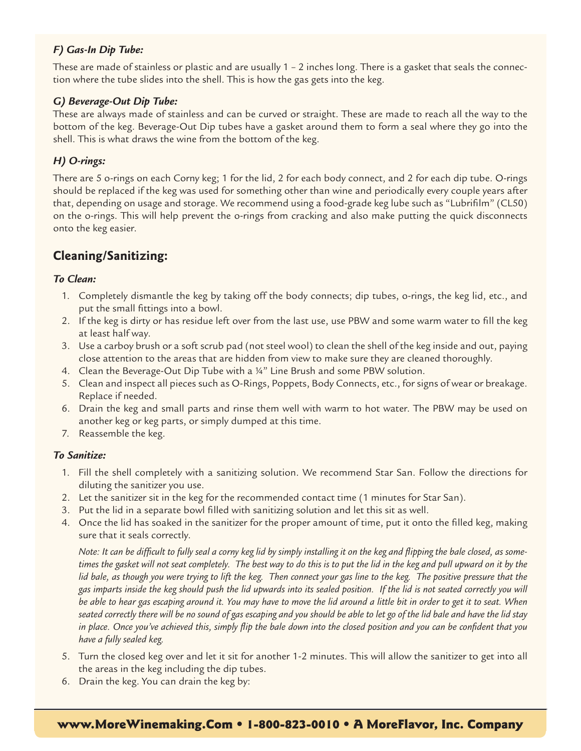### *F) Gas-In Dip Tube:*

These are made of stainless or plastic and are usually 1 – 2 inches long. There is a gasket that seals the connection where the tube slides into the shell. This is how the gas gets into the keg.

### *G) Beverage-Out Dip Tube:*

These are always made of stainless and can be curved or straight. These are made to reach all the way to the bottom of the keg. Beverage-Out Dip tubes have a gasket around them to form a seal where they go into the shell. This is what draws the wine from the bottom of the keg.

### *H) O-rings:*

There are 5 o-rings on each Corny keg; 1 for the lid, 2 for each body connect, and 2 for each dip tube. O-rings should be replaced if the keg was used for something other than wine and periodically every couple years after that, depending on usage and storage. We recommend using a food-grade keg lube such as "Lubrifilm" (CL50) on the o-rings. This will help prevent the o-rings from cracking and also make putting the quick disconnects onto the keg easier.

## Cleaning/Sanitizing:

### *To Clean:*

1. Completely dismantle the keg by taking off the body connects; dip tubes, o-rings, the keg lid, etc., and put the small fittings into a bowl.
2. If the keg is dirty or has residue left over from the last use, use PBW and some warm water to fill the keg at least half way.
3. Use a carboy brush or a soft scrub pad (not steel wool) to clean the shell of the keg inside and out, paying close attention to the areas that are hidden from view to make sure they are cleaned thoroughly.
4. Clean the Beverage-Out Dip Tube with a ¼" Line Brush and some PBW solution.
5. Clean and inspect all pieces such as O-Rings, Poppets, Body Connects, etc., for signs of wear or breakage. Replace if needed.
6. Drain the keg and small parts and rinse them well with warm to hot water. The PBW may be used on another keg or keg parts, or simply dumped at this time.
7. Reassemble the keg.

### *To Sanitize:*

1. Fill the shell completely with a sanitizing solution. We recommend Star San. Follow the directions for diluting the sanitizer you use.
2. Let the sanitizer sit in the keg for the recommended contact time (1 minutes for Star San).
3. Put the lid in a separate bowl filled with sanitizing solution and let this sit as well.
4. Once the lid has soaked in the sanitizer for the proper amount of time, put it onto the filled keg, making sure that it seals correctly.

   *Note: It can be difficult to fully seal a corny keg lid by simply installing it on the keg and flipping the bale closed, as sometimes the gasket will not seat completely. The best way to do this is to put the lid in the keg and pull upward on it by the lid bale, as though you were trying to lift the keg. Then connect your gas line to the keg. The positive pressure that the gas imparts inside the keg should push the lid upwards into its sealed position. If the lid is not seated correctly you will be able to hear gas escaping around it. You may have to move the lid around a little bit in order to get it to seat. When seated correctly there will be no sound of gas escaping and you should be able to let go of the lid bale and have the lid stay in place. Once you've achieved this, simply flip the bale down into the closed position and you can be confident that you have a fully sealed keg.*

5. Turn the closed keg over and let it sit for another 1-2 minutes. This will allow the sanitizer to get into all the areas in the keg including the dip tubes.
6. Drain the keg. You can drain the keg by: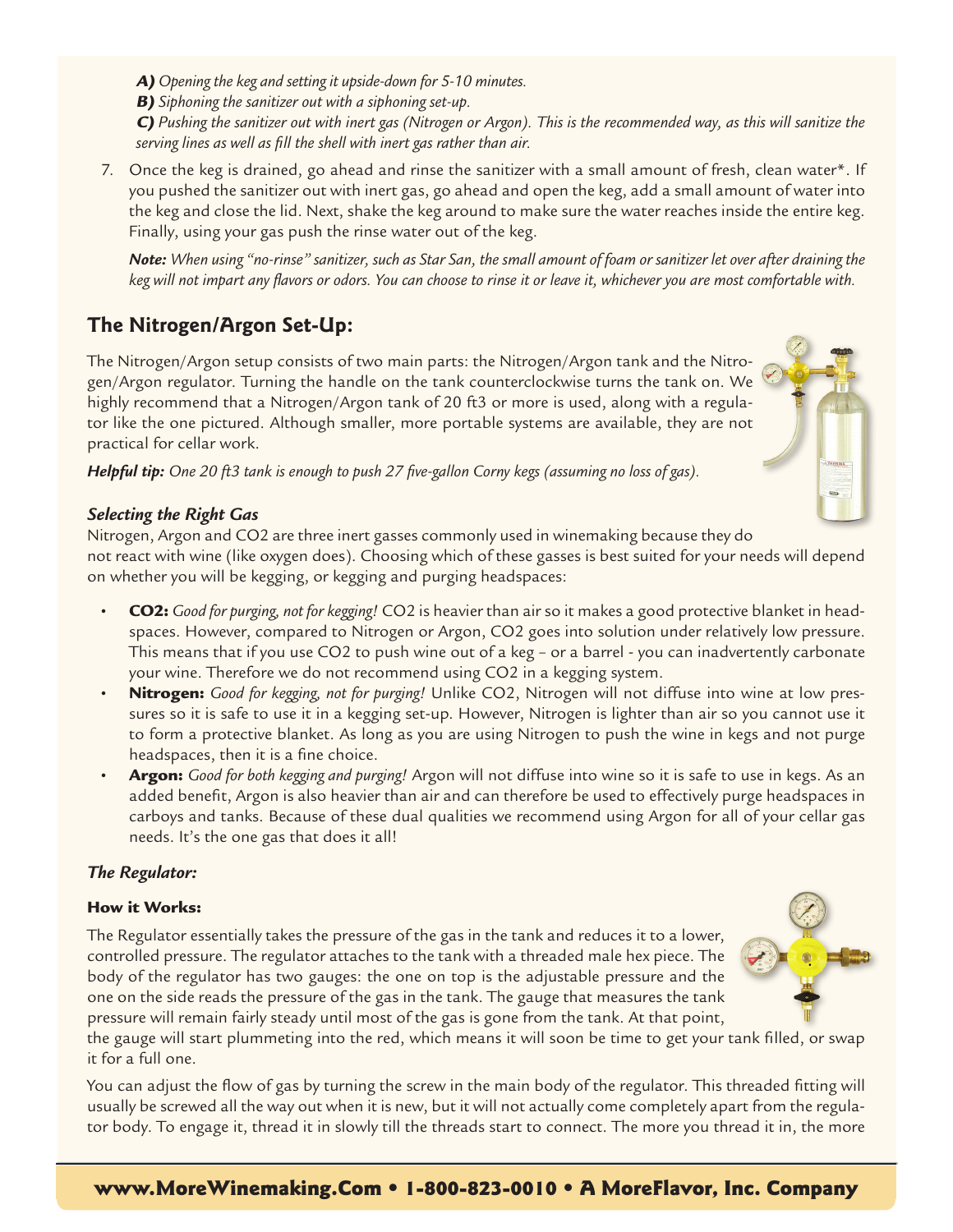**A)** *Opening the keg and setting it upside-down for 5-10 minutes.*

**B)** *Siphoning the sanitizer out with a siphoning set-up.*

**C)** *Pushing the sanitizer out with inert gas (Nitrogen or Argon). This is the recommended way, as this will sanitize the serving lines as well as fill the shell with inert gas rather than air.*

7. Once the keg is drained, go ahead and rinse the sanitizer with a small amount of fresh, clean water*. If you pushed the sanitizer out with inert gas, go ahead and open the keg, add a small amount of water into the keg and close the lid. Next, shake the keg around to make sure the water reaches inside the entire keg. Finally, using your gas push the rinse water out of the keg.

***Note:*** *When using "no-rinse" sanitizer, such as Star San, the small amount of foam or sanitizer let over after draining the keg will not impart any flavors or odors. You can choose to rinse it or leave it, whichever you are most comfortable with.*

## The Nitrogen/Argon Set-Up:

The Nitrogen/Argon setup consists of two main parts: the Nitrogen/Argon tank and the Nitrogen/Argon regulator. Turning the handle on the tank counterclockwise turns the tank on. We highly recommend that a Nitrogen/Argon tank of 20 ft3 or more is used, along with a regulator like the one pictured. Although smaller, more portable systems are available, they are not practical for cellar work.

***Helpful tip:*** *One 20 ft3 tank is enough to push 27 five-gallon Corny kegs (assuming no loss of gas).*

### *Selecting the Right Gas*

Nitrogen, Argon and $CO_2$ are three inert gasses commonly used in winemaking because they do not react with wine (like oxygen does). Choosing which of these gasses is best suited for your needs will depend on whether you will be kegging, or kegging and purging headspaces:

- **$CO_2$:** *Good for purging, not for kegging!* $CO_2$ is heavier than air so it makes a good protective blanket in headspaces. However, compared to Nitrogen or Argon, $CO_2$ goes into solution under relatively low pressure. This means that if you use $CO_2$ to push wine out of a keg – or a barrel - you can inadvertently carbonate your wine. Therefore we do not recommend using $CO_2$ in a kegging system.
- **Nitrogen:** *Good for kegging, not for purging!* Unlike $CO_2$, Nitrogen will not diffuse into wine at low pressures so it is safe to use it in a kegging set-up. However, Nitrogen is lighter than air so you cannot use it to form a protective blanket. As long as you are using Nitrogen to push the wine in kegs and not purge headspaces, then it is a fine choice.
- **Argon:** *Good for both kegging and purging!* Argon will not diffuse into wine so it is safe to use in kegs. As an added benefit, Argon is also heavier than air and can therefore be used to effectively purge headspaces in carboys and tanks. Because of these dual qualities we recommend using Argon for all of your cellar gas needs. It's the one gas that does it all!

### *The Regulator:*

#### How it Works:

The Regulator essentially takes the pressure of the gas in the tank and reduces it to a lower, controlled pressure. The regulator attaches to the tank with a threaded male hex piece. The body of the regulator has two gauges: the one on top is the adjustable pressure and the one on the side reads the pressure of the gas in the tank. The gauge that measures the tank pressure will remain fairly steady until most of the gas is gone from the tank. At that point, the gauge will start plummeting into the red, which means it will soon be time to get your tank filled, or swap it for a full one.

You can adjust the flow of gas by turning the screw in the main body of the regulator. This threaded fitting will usually be screwed all the way out when it is new, but it will not actually come completely apart from the regulator body. To engage it, thread it in slowly till the threads start to connect. The more you thread it in, the more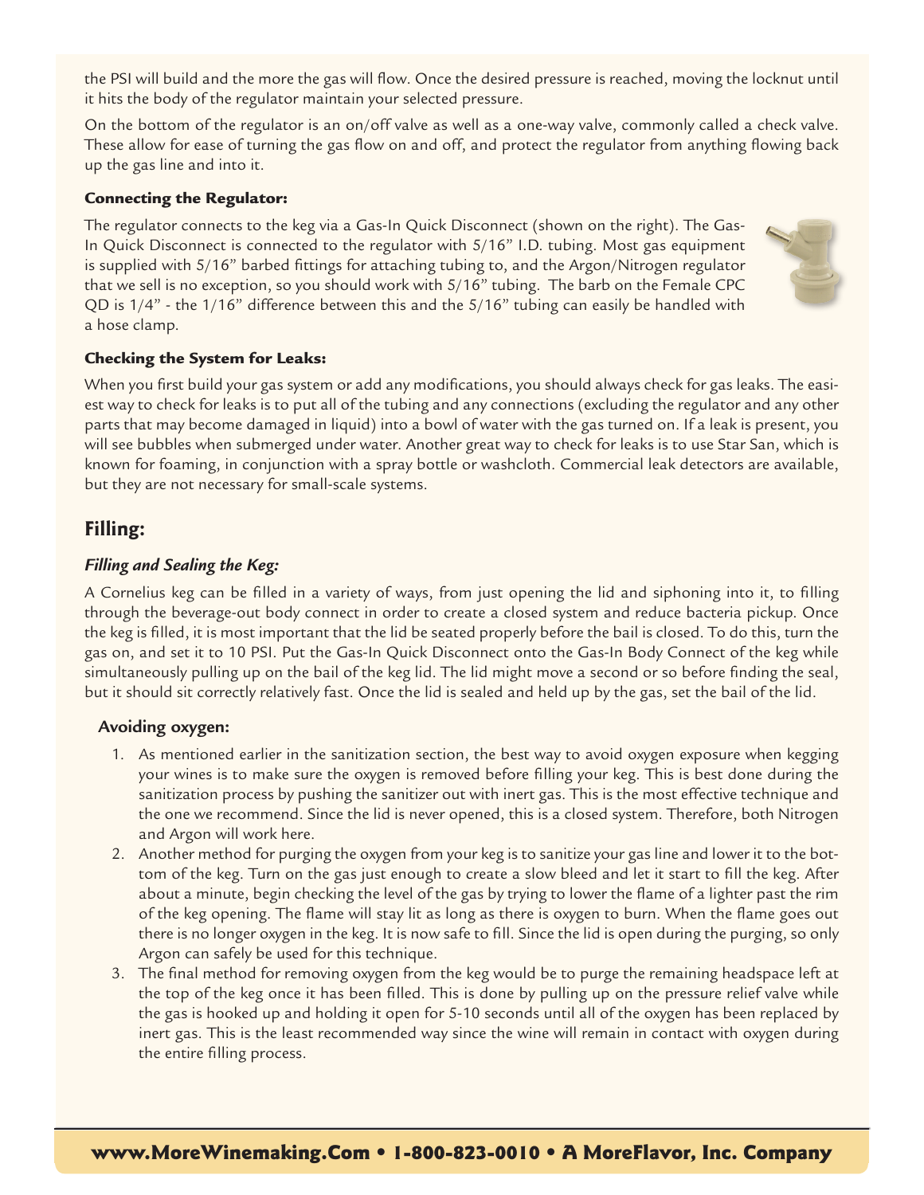the PSI will build and the more the gas will flow. Once the desired pressure is reached, moving the locknut until it hits the body of the regulator maintain your selected pressure.

On the bottom of the regulator is an on/off valve as well as a one-way valve, commonly called a check valve. These allow for ease of turning the gas flow on and off, and protect the regulator from anything flowing back up the gas line and into it.

#### Connecting the Regulator:

The regulator connects to the keg via a Gas-In Quick Disconnect (shown on the right). The Gas-In Quick Disconnect is connected to the regulator with 5/16" I.D. tubing. Most gas equipment is supplied with 5/16" barbed fittings for attaching tubing to, and the Argon/Nitrogen regulator that we sell is no exception, so you should work with 5/16" tubing. The barb on the Female CPC QD is 1/4" - the 1/16" difference between this and the 5/16" tubing can easily be handled with a hose clamp.

#### Checking the System for Leaks:

When you first build your gas system or add any modifications, you should always check for gas leaks. The easiest way to check for leaks is to put all of the tubing and any connections (excluding the regulator and any other parts that may become damaged in liquid) into a bowl of water with the gas turned on. If a leak is present, you will see bubbles when submerged under water. Another great way to check for leaks is to use Star San, which is known for foaming, in conjunction with a spray bottle or washcloth. Commercial leak detectors are available, but they are not necessary for small-scale systems.

## Filling:

### *Filling and Sealing the Keg:*

A Cornelius keg can be filled in a variety of ways, from just opening the lid and siphoning into it, to filling through the beverage-out body connect in order to create a closed system and reduce bacteria pickup. Once the keg is filled, it is most important that the lid be seated properly before the bail is closed. To do this, turn the gas on, and set it to 10 PSI. Put the Gas-In Quick Disconnect onto the Gas-In Body Connect of the keg while simultaneously pulling up on the bail of the keg lid. The lid might move a second or so before finding the seal, but it should sit correctly relatively fast. Once the lid is sealed and held up by the gas, set the bail of the lid.

#### Avoiding oxygen:

1. As mentioned earlier in the sanitization section, the best way to avoid oxygen exposure when kegging your wines is to make sure the oxygen is removed before filling your keg. This is best done during the sanitization process by pushing the sanitizer out with inert gas. This is the most effective technique and the one we recommend. Since the lid is never opened, this is a closed system. Therefore, both Nitrogen and Argon will work here.
2. Another method for purging the oxygen from your keg is to sanitize your gas line and lower it to the bottom of the keg. Turn on the gas just enough to create a slow bleed and let it start to fill the keg. After about a minute, begin checking the level of the gas by trying to lower the flame of a lighter past the rim of the keg opening. The flame will stay lit as long as there is oxygen to burn. When the flame goes out there is no longer oxygen in the keg. It is now safe to fill. Since the lid is open during the purging, so only Argon can safely be used for this technique.
3. The final method for removing oxygen from the keg would be to purge the remaining headspace left at the top of the keg once it has been filled. This is done by pulling up on the pressure relief valve while the gas is hooked up and holding it open for 5-10 seconds until all of the oxygen has been replaced by inert gas. This is the least recommended way since the wine will remain in contact with oxygen during the entire filling process.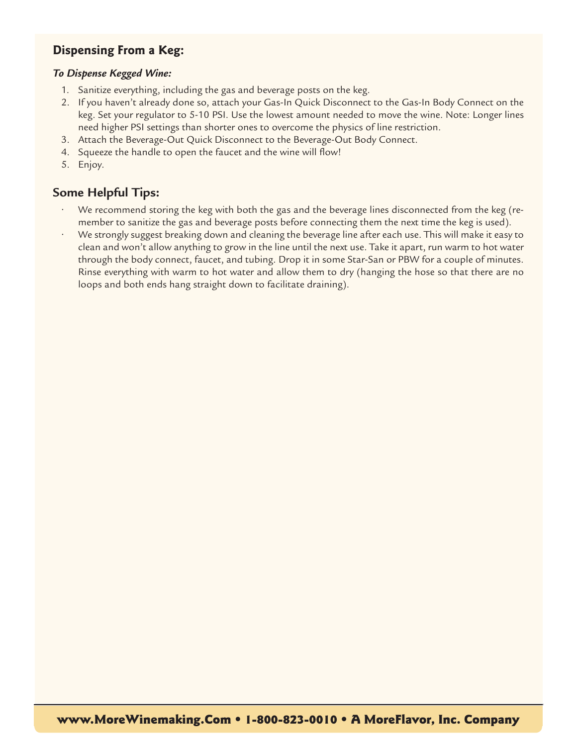## Dispensing From a Keg:

***To Dispense Kegged Wine:***

1. Sanitize everything, including the gas and beverage posts on the keg.
2. If you haven't already done so, attach your Gas-In Quick Disconnect to the Gas-In Body Connect on the keg. Set your regulator to 5-10 PSI. Use the lowest amount needed to move the wine. Note: Longer lines need higher PSI settings than shorter ones to overcome the physics of line restriction.
3. Attach the Beverage-Out Quick Disconnect to the Beverage-Out Body Connect.
4. Squeeze the handle to open the faucet and the wine will flow!
5. Enjoy.

## Some Helpful Tips:

- We recommend storing the keg with both the gas and the beverage lines disconnected from the keg (remember to sanitize the gas and beverage posts before connecting them the next time the keg is used).
- We strongly suggest breaking down and cleaning the beverage line after each use. This will make it easy to clean and won't allow anything to grow in the line until the next use. Take it apart, run warm to hot water through the body connect, faucet, and tubing. Drop it in some Star-San or PBW for a couple of minutes. Rinse everything with warm to hot water and allow them to dry (hanging the hose so that there are no loops and both ends hang straight down to facilitate draining).

**www.MoreWinemaking.Com • 1-800-823-0010 • A MoreFlavor, Inc. Company**